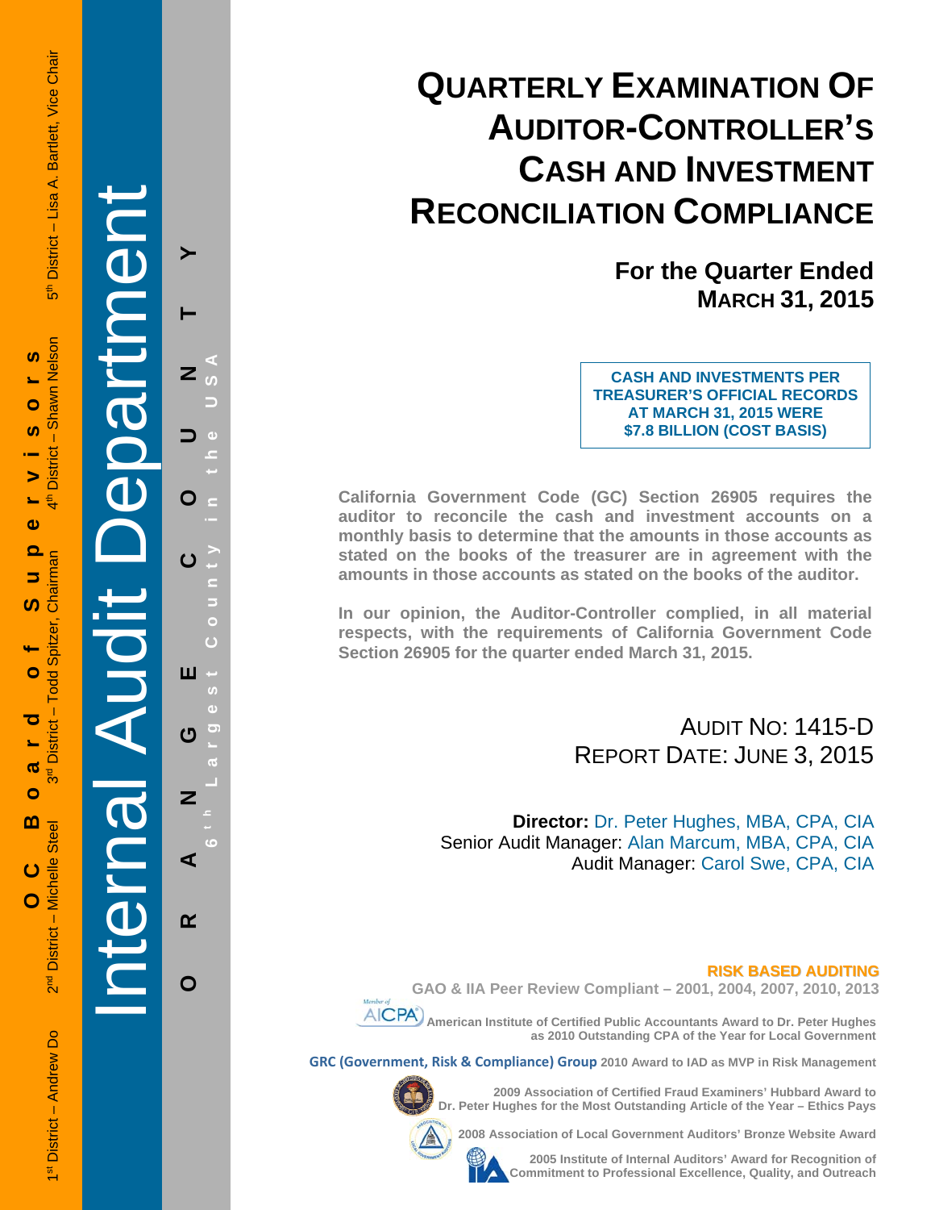OC Board of Supervisors

1st District – Andrew Do · 2nd District – Michelle Steel · 3rd District – Todd Spitzer, Chairman · 4th District – Shawn Nelson · 5th District – Lisa A. Bartlett, Vice Chair

Internal Audit Department

ORANGE COUNTY

6th Largest County in the USA

# QUARTERLY EXAMINATION OF AUDITOR-CONTROLLER'S CASH AND INVESTMENT RECONCILIATION COMPLIANCE

## For the Quarter Ended MARCH 31, 2015

**CASH AND INVESTMENTS PER TREASURER'S OFFICIAL RECORDS AT MARCH 31, 2015 WERE $7.8 BILLION (COST BASIS)**

**California Government Code (GC) Section 26905 requires the auditor to reconcile the cash and investment accounts on a monthly basis to determine that the amounts in those accounts as stated on the books of the treasurer are in agreement with the amounts in those accounts as stated on the books of the auditor.**

**In our opinion, the Auditor-Controller complied, in all material respects, with the requirements of California Government Code Section 26905 for the quarter ended March 31, 2015.**

AUDIT NO: 1415-D
REPORT DATE: JUNE 3, 2015

**Director:** Dr. Peter Hughes, MBA, CPA, CIA
Senior Audit Manager: Alan Marcum, MBA, CPA, CIA
Audit Manager: Carol Swe, CPA, CIA

**RISK BASED AUDITING**

**GAO & IIA Peer Review Compliant – 2001, 2004, 2007, 2010, 2013**

**American Institute of Certified Public Accountants Award to Dr. Peter Hughes as 2010 Outstanding CPA of the Year for Local Government**

**GRC (Government, Risk & Compliance) Group 2010 Award to IAD as MVP in Risk Management**

**2009 Association of Certified Fraud Examiners' Hubbard Award to Dr. Peter Hughes for the Most Outstanding Article of the Year – Ethics Pays**

**2008 Association of Local Government Auditors' Bronze Website Award**

**2005 Institute of Internal Auditors' Award for Recognition of Commitment to Professional Excellence, Quality, and Outreach**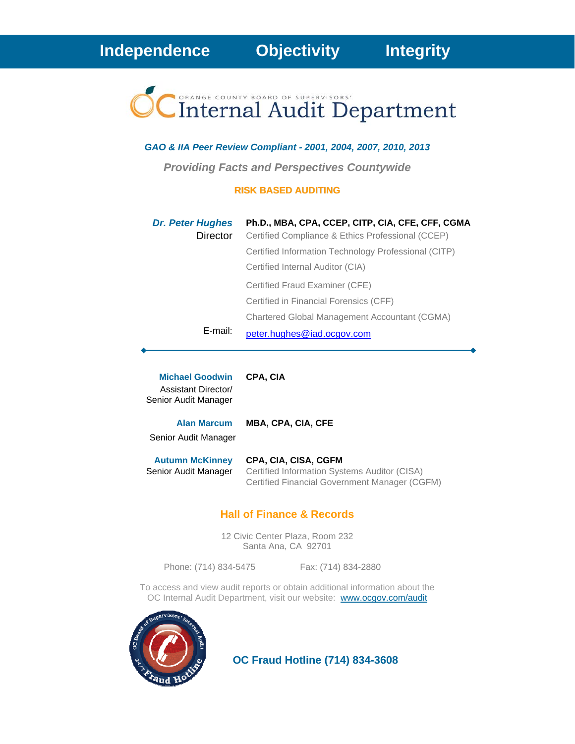**Independence  Objectivity  Integrity**

# OC Internal Audit Department

ORANGE COUNTY BOARD OF SUPERVISORS'

***GAO & IIA Peer Review Compliant - 2001, 2004, 2007, 2010, 2013***

***Providing Facts and Perspectives Countywide***

**RISK BASED AUDITING**

***Dr. Peter Hughes***
Director

**Ph.D., MBA, CPA, CCEP, CITP, CIA, CFE, CFF, CGMA**

Certified Compliance & Ethics Professional (CCEP)
Certified Information Technology Professional (CITP)
Certified Internal Auditor (CIA)
Certified Fraud Examiner (CFE)
Certified in Financial Forensics (CFF)
Chartered Global Management Accountant (CGMA)

E-mail: peter.hughes@iad.ocgov.com

---

**Michael Goodwin**
Assistant Director/
Senior Audit Manager

**CPA, CIA**

**Alan Marcum**
Senior Audit Manager

**MBA, CPA, CIA, CFE**

**Autumn McKinney**
Senior Audit Manager

**CPA, CIA, CISA, CGFM**
Certified Information Systems Auditor (CISA)
Certified Financial Government Manager (CGFM)

## Hall of Finance & Records

12 Civic Center Plaza, Room 232
Santa Ana, CA 92701

Phone: (714) 834-5475  Fax: (714) 834-2880

To access and view audit reports or obtain additional information about the OC Internal Audit Department, visit our website: www.ocgov.com/audit

**OC Fraud Hotline (714) 834-3608**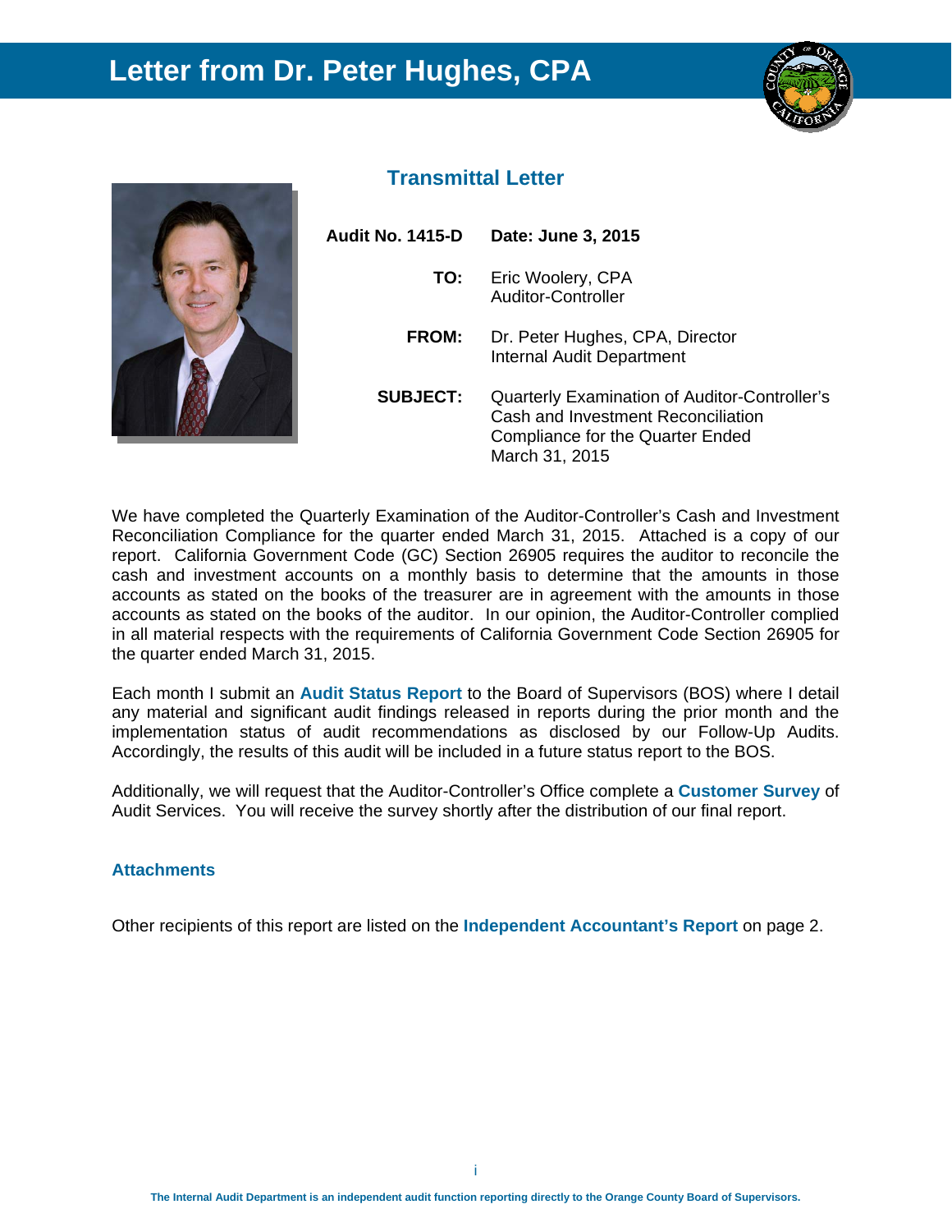# Letter from Dr. Peter Hughes, CPA

## Transmittal Letter

| | |
|---|---|
| **Audit No. 1415-D** | **Date: June 3, 2015** |
| **TO:** | Eric Woolery, CPA<br>Auditor-Controller |
| **FROM:** | Dr. Peter Hughes, CPA, Director<br>Internal Audit Department |
| **SUBJECT:** | Quarterly Examination of Auditor-Controller's Cash and Investment Reconciliation Compliance for the Quarter Ended March 31, 2015 |

We have completed the Quarterly Examination of the Auditor-Controller's Cash and Investment Reconciliation Compliance for the quarter ended March 31, 2015. Attached is a copy of our report. California Government Code (GC) Section 26905 requires the auditor to reconcile the cash and investment accounts on a monthly basis to determine that the amounts in those accounts as stated on the books of the treasurer are in agreement with the amounts in those accounts as stated on the books of the auditor. In our opinion, the Auditor-Controller complied in all material respects with the requirements of California Government Code Section 26905 for the quarter ended March 31, 2015.

Each month I submit an **Audit Status Report** to the Board of Supervisors (BOS) where I detail any material and significant audit findings released in reports during the prior month and the implementation status of audit recommendations as disclosed by our Follow-Up Audits. Accordingly, the results of this audit will be included in a future status report to the BOS.

Additionally, we will request that the Auditor-Controller's Office complete a **Customer Survey** of Audit Services. You will receive the survey shortly after the distribution of our final report.

**Attachments**

Other recipients of this report are listed on the **Independent Accountant's Report** on page 2.

The Internal Audit Department is an independent audit function reporting directly to the Orange County Board of Supervisors.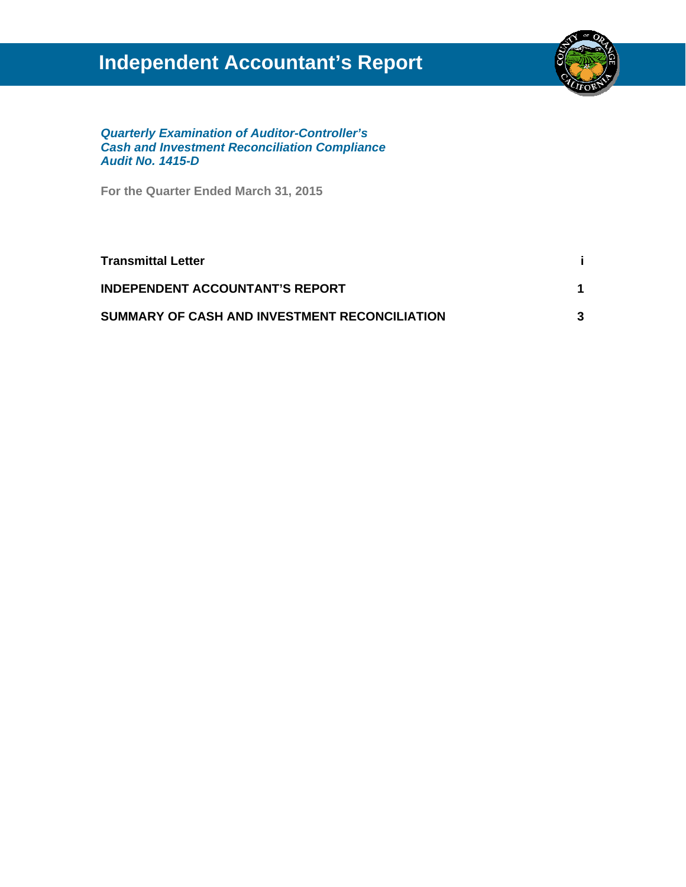# Independent Accountant's Report

***Quarterly Examination of Auditor-Controller's Cash and Investment Reconciliation Compliance***
***Audit No. 1415-D***

**For the Quarter Ended March 31, 2015**

| | |
|---|---|
| **Transmittal Letter** | **i** |
| **INDEPENDENT ACCOUNTANT'S REPORT** | **1** |
| **SUMMARY OF CASH AND INVESTMENT RECONCILIATION** | **3** |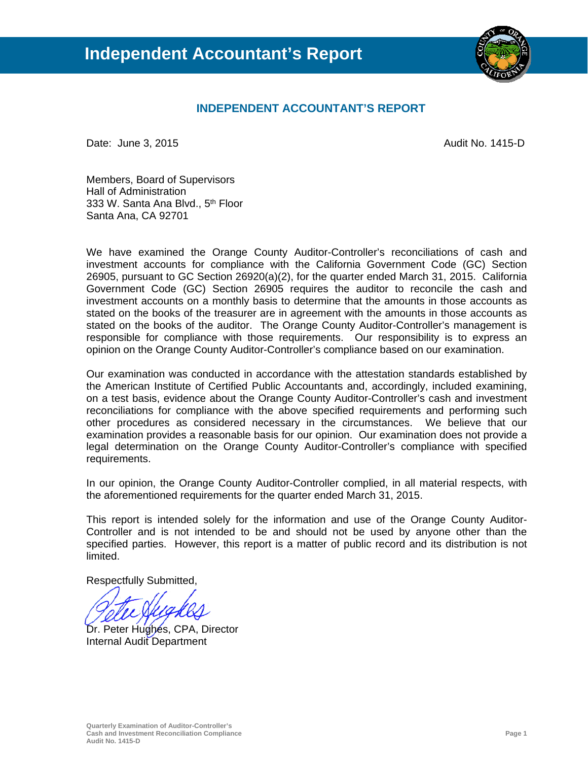# Independent Accountant's Report

## INDEPENDENT ACCOUNTANT'S REPORT

Date: June 3, 2015 Audit No. 1415-D

Members, Board of Supervisors
Hall of Administration
333 W. Santa Ana Blvd., 5th Floor
Santa Ana, CA 92701

We have examined the Orange County Auditor-Controller's reconciliations of cash and investment accounts for compliance with the California Government Code (GC) Section 26905, pursuant to GC Section 26920(a)(2), for the quarter ended March 31, 2015. California Government Code (GC) Section 26905 requires the auditor to reconcile the cash and investment accounts on a monthly basis to determine that the amounts in those accounts as stated on the books of the treasurer are in agreement with the amounts in those accounts as stated on the books of the auditor. The Orange County Auditor-Controller's management is responsible for compliance with those requirements. Our responsibility is to express an opinion on the Orange County Auditor-Controller's compliance based on our examination.

Our examination was conducted in accordance with the attestation standards established by the American Institute of Certified Public Accountants and, accordingly, included examining, on a test basis, evidence about the Orange County Auditor-Controller's cash and investment reconciliations for compliance with the above specified requirements and performing such other procedures as considered necessary in the circumstances. We believe that our examination provides a reasonable basis for our opinion. Our examination does not provide a legal determination on the Orange County Auditor-Controller's compliance with specified requirements.

In our opinion, the Orange County Auditor-Controller complied, in all material respects, with the aforementioned requirements for the quarter ended March 31, 2015.

This report is intended solely for the information and use of the Orange County Auditor-Controller and is not intended to be and should not be used by anyone other than the specified parties. However, this report is a matter of public record and its distribution is not limited.

Respectfully Submitted,

Dr. Peter Hughes, CPA, Director
Internal Audit Department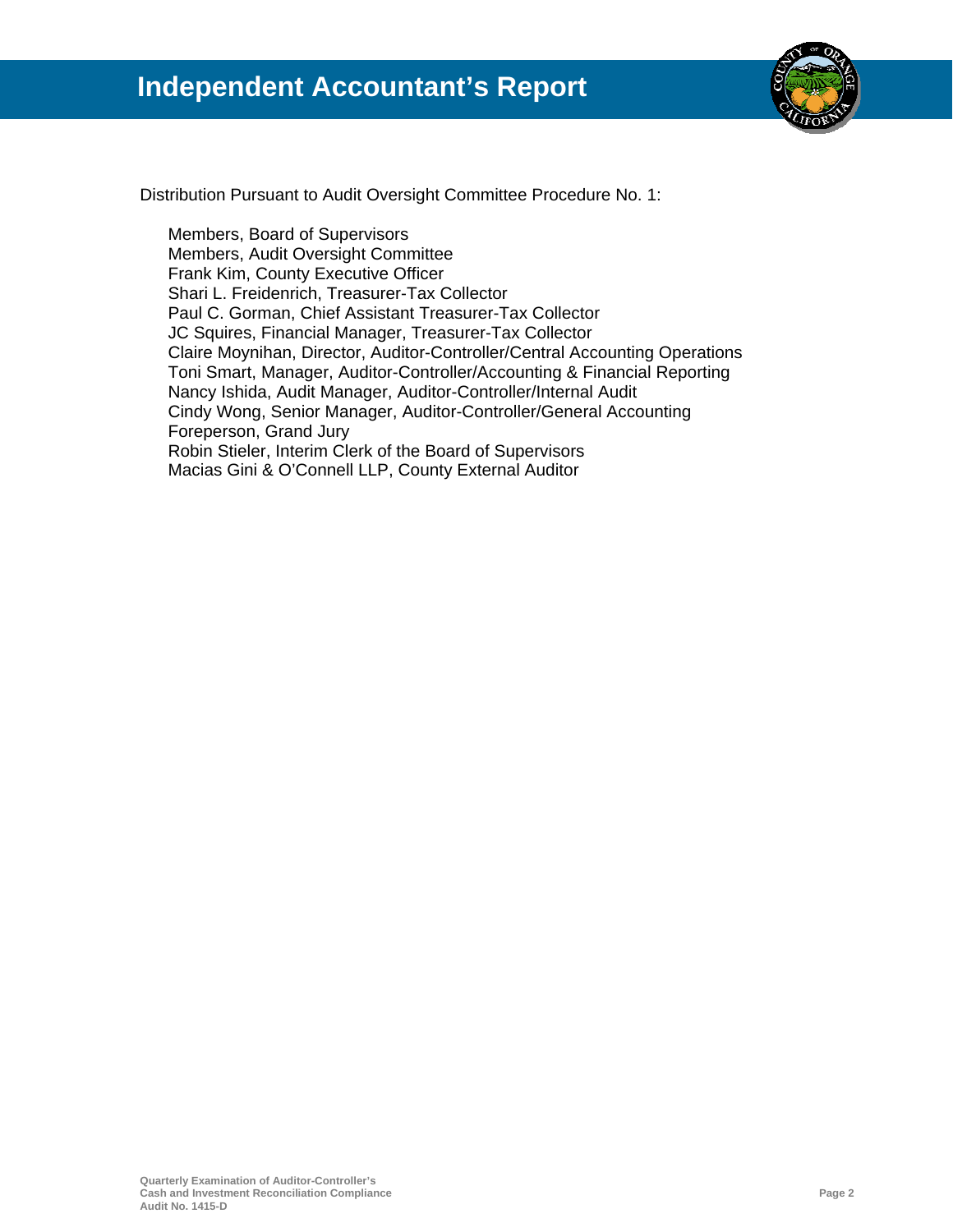# Independent Accountant's Report

Distribution Pursuant to Audit Oversight Committee Procedure No. 1:

Members, Board of Supervisors
Members, Audit Oversight Committee
Frank Kim, County Executive Officer
Shari L. Freidenrich, Treasurer-Tax Collector
Paul C. Gorman, Chief Assistant Treasurer-Tax Collector
JC Squires, Financial Manager, Treasurer-Tax Collector
Claire Moynihan, Director, Auditor-Controller/Central Accounting Operations
Toni Smart, Manager, Auditor-Controller/Accounting & Financial Reporting
Nancy Ishida, Audit Manager, Auditor-Controller/Internal Audit
Cindy Wong, Senior Manager, Auditor-Controller/General Accounting
Foreperson, Grand Jury
Robin Stieler, Interim Clerk of the Board of Supervisors
Macias Gini & O'Connell LLP, County External Auditor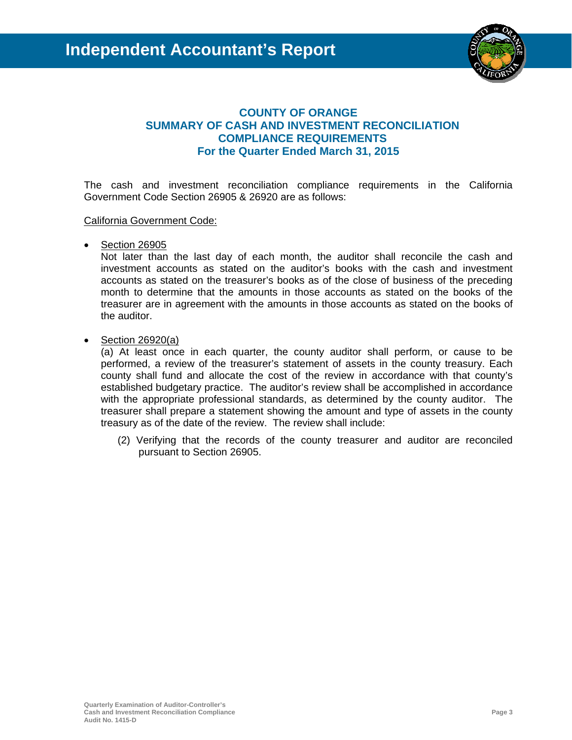# Independent Accountant's Report

## COUNTY OF ORANGE
## SUMMARY OF CASH AND INVESTMENT RECONCILIATION COMPLIANCE REQUIREMENTS
## For the Quarter Ended March 31, 2015

The cash and investment reconciliation compliance requirements in the California Government Code Section 26905 & 26920 are as follows:

California Government Code:

- Section 26905
  Not later than the last day of each month, the auditor shall reconcile the cash and investment accounts as stated on the auditor's books with the cash and investment accounts as stated on the treasurer's books as of the close of business of the preceding month to determine that the amounts in those accounts as stated on the books of the treasurer are in agreement with the amounts in those accounts as stated on the books of the auditor.

- Section 26920(a)
  (a) At least once in each quarter, the county auditor shall perform, or cause to be performed, a review of the treasurer's statement of assets in the county treasury. Each county shall fund and allocate the cost of the review in accordance with that county's established budgetary practice. The auditor's review shall be accomplished in accordance with the appropriate professional standards, as determined by the county auditor. The treasurer shall prepare a statement showing the amount and type of assets in the county treasury as of the date of the review. The review shall include:

  (2) Verifying that the records of the county treasurer and auditor are reconciled pursuant to Section 26905.